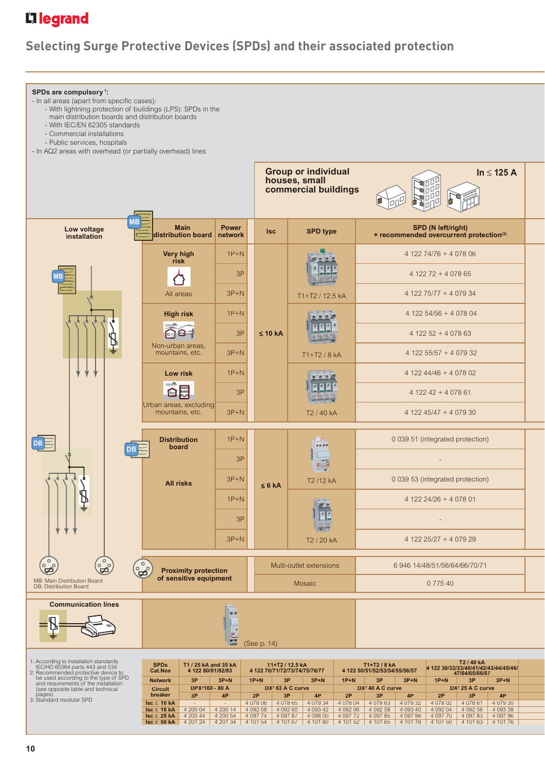# Selecting Surge Protective Devices (SPDs) and their associated protection

**SPDs are compulsory [1]:**

- In all areas (apart from specific cases):
  - With lightning protection of buildings (LPS): SPDs in the main distribution boards and distribution boards
  - With IEC/EN 62305 standards
  - Commercial installations
  - Public services, hospitals
- In AQ2 areas with overhead (or partially overhead) lines

**Group or individual houses, small commercial buildings** — $I_n \leq 125$ A

| Low voltage installation | Main distribution board | Power network | Isc | SPD type | SPD (N left/right) + recommended overcurrent protection[2] |
|---|---|---|---|---|---|
| MB | Very high risk – All areas | 1P+N | ≤ 10 kA | T1+T2 / 12.5 kA | 4 122 74/76 + 4 078 06 |
| | | 3P | | | 4 122 72 + 4 078 65 |
| | | 3P+N | | | 4 122 75/77 + 4 079 34 |
| | High risk – Non-urban areas, mountains, etc. | 1P+N | | T1+T2 / 8 kA | 4 122 54/56 + 4 078 04 |
| | | 3P | | | 4 122 52 + 4 078 63 |
| | | 3P+N | | | 4 122 55/57 + 4 079 32 |
| | Low risk – Urban areas, excluding mountains, etc. | 1P+N | | T2 / 40 kA | 4 122 44/46 + 4 078 02 |
| | | 3P | | | 4 122 42 + 4 078 61 |
| | | 3P+N | | | 4 122 45/47 + 4 079 30 |
| DB | Distribution board – All risks | 1P+N | ≤ 6 kA | T2 /12 kA | 0 039 51 (integrated protection) |
| | | 3P | | | - |
| | | 3P+N | | | 0 039 53 (integrated protection) |
| | | 1P+N | | T2 / 20 kA | 4 122 24/26 + 4 078 01 |
| | | 3P | | | - |
| | | 3P+N | | | 4 122 25/27 + 4 079 29 |
| | Proximity protection of sensitive equipment | | Multi-outlet extensions | | 6 946 14/48/51/56/64/66/70/71 |
| | | | Mosaic | | 0 775 40 |
| Communication lines | | | (See p. 14) | | |

MB: Main Distribution Board
DB: Distribution Board

1: According to installation standards IEC/HD 60364 parts 443 and 534
2: Recommended protective device to be used according to the type of SPD and requirements of the installation (see opposite table and technical pages)
3: Standard modular SPD

| SPDs Cat.Nos | T1 / 25 kA and 35 kA 4 122 80/81/82/83 | | T1+T2 / 12.5 kA 4 122 70/71/72/73/74/75/76/77 | | | T1+T2 / 8 kA 4 122 50/51/52/53/54/55/56/57 | | | T2 / 40 kA 4 122 30/32/33/40/41/42/43/44/45/46/47/64/65/66/67 | | |
|---|---|---|---|---|---|---|---|---|---|---|---|
| Network | 3P | 3P+N | 1P+N | 3P | 3P+N | 1P+N | 3P | 3P+N | 1P+N | 3P | 3P+N |
| Circuit breaker | DPX³160 - 80 A | | DX³ 63 A C curve | | | DX³ 40 A C curve | | | DX³ 25 A C curve | | |
| | 3P | 4P | 2P | 3P | 4P | 2P | 3P | 4P | 2P | 3P | 4P |
| Isc ≤ 10 kA | - | - | 4 078 06 | 4 078 65 | 4 079 34 | 4 078 04 | 4 078 63 | 4 079 32 | 4 078 02 | 4 078 61 | 4 079 30 |
| Isc ≤ 16 kA | 4 200 04 | 4 200 14 | 4 092 08 | 4 092 60 | 4 093 42 | 4 092 06 | 4 092 58 | 4 093 40 | 4 092 04 | 4 092 56 | 4 093 38 |
| Isc ≤ 25 kA | 4 200 44 | 4 200 54 | 4 097 74 | 4 097 87 | 4 098 00 | 4 097 72 | 4 097 85 | 4 097 98 | 4 097 70 | 4 097 83 | 4 097 96 |
| Isc ≤ 50 kA | 4 201 24 | 4 201 34 | 4 101 54 | 4 101 67 | 4 101 80 | 4 101 52 | 4 101 65 | 4 101 78 | 4 101 50 | 4 101 63 | 4 101 76 |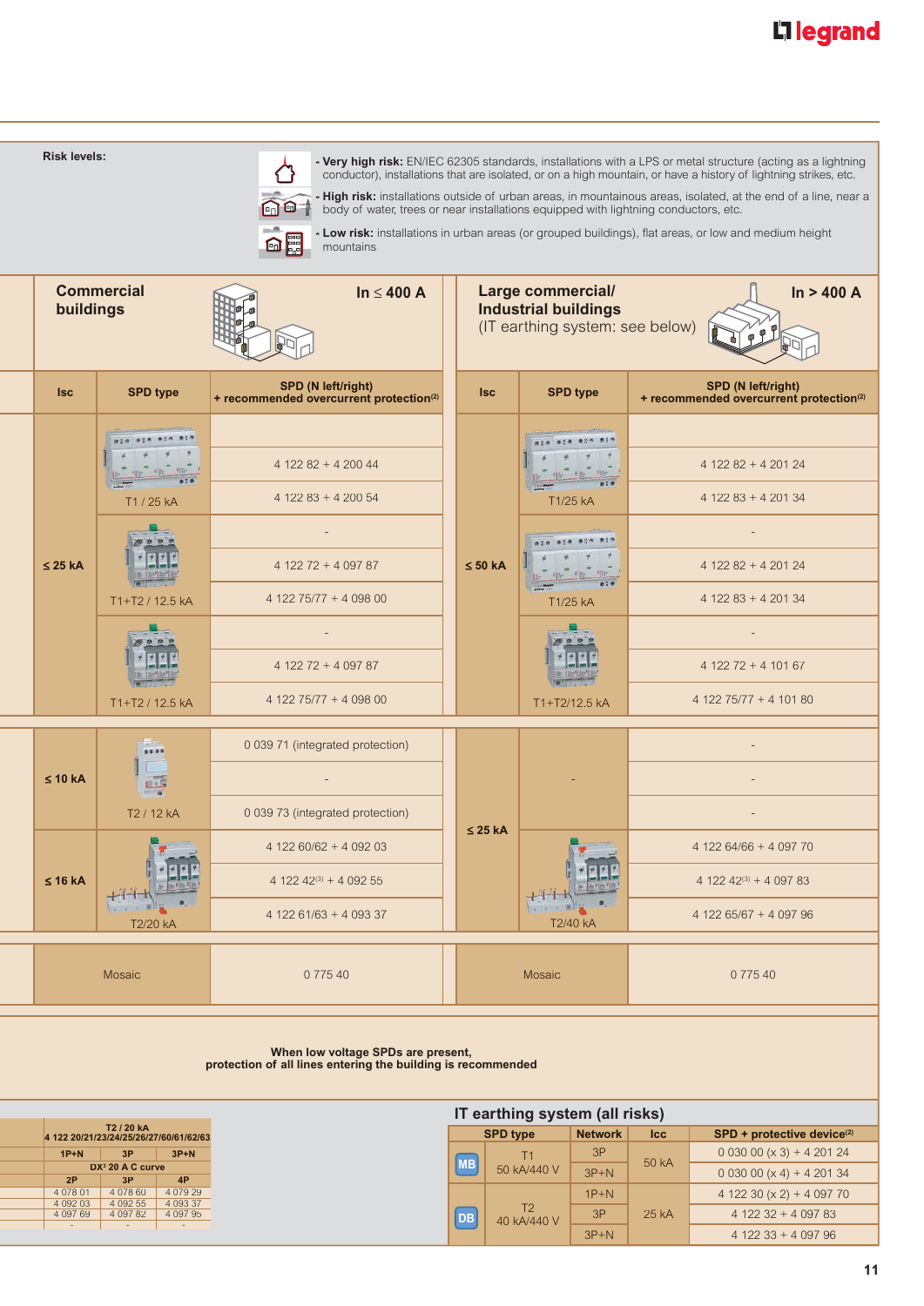**Risk levels:**

- **Very high risk:** EN/IEC 62305 standards, installations with a LPS or metal structure (acting as a lightning conductor), installations that are isolated, or on a high mountain, or have a history of lightning strikes, etc.
- **High risk:** installations outside of urban areas, in mountainous areas, isolated, at the end of a line, near a body of water, trees or near installations equipped with lightning conductors, etc.
- **Low risk:** installations in urban areas (or grouped buildings), flat areas, or low and medium height mountains

## Commercial buildings — In ≤ 400 A

| Isc | SPD type | SPD (N left/right) + recommended overcurrent protection[2] |
|---|---|---|
| ≤ 25 kA | T1 / 25 kA | |
| | | 4 122 82 + 4 200 44 |
| | | 4 122 83 + 4 200 54 |
| | T1+T2 / 12.5 kA | - |
| | | 4 122 72 + 4 097 87 |
| | | 4 122 75/77 + 4 098 00 |
| | T1+T2 / 12.5 kA | - |
| | | 4 122 72 + 4 097 87 |
| | | 4 122 75/77 + 4 098 00 |
| ≤ 10 kA | T2 / 12 kA | 0 039 71 (integrated protection) |
| | | - |
| | | 0 039 73 (integrated protection) |
| ≤ 16 kA | T2/20 kA | 4 122 60/62 + 4 092 03 |
| | | 4 122 42[3] + 4 092 55 |
| | | 4 122 61/63 + 4 093 37 |
| Mosaic | | 0 775 40 |

## Large commercial/ Industrial buildings (IT earthing system: see below) — In > 400 A

| Isc | SPD type | SPD (N left/right) + recommended overcurrent protection[2] |
|---|---|---|
| ≤ 50 kA | T1/25 kA | |
| | | 4 122 82 + 4 201 24 |
| | | 4 122 83 + 4 201 34 |
| | T1/25 kA | - |
| | | 4 122 82 + 4 201 24 |
| | | 4 122 83 + 4 201 34 |
| | T1+T2/12.5 kA | - |
| | | 4 122 72 + 4 101 67 |
| | | 4 122 75/77 + 4 101 80 |
| ≤ 25 kA | - | - |
| | | - |
| | | - |
| | T2/40 kA | 4 122 64/66 + 4 097 70 |
| | | 4 122 42[3] + 4 097 83 |
| | | 4 122 65/67 + 4 097 96 |
| Mosaic | | 0 775 40 |

**When low voltage SPDs are present, protection of all lines entering the building is recommended**

| T2 / 20 kA 4 122 20/21/23/24/25/26/27/60/61/62/63 | | |
|---|---|---|
| 1P+N | 3P | 3P+N |
| DX³ 20 A C curve | | |
| 2P | 3P | 4P |
| 4 078 01 | 4 078 60 | 4 079 29 |
| 4 092 03 | 4 092 55 | 4 093 37 |
| 4 097 69 | 4 097 82 | 4 097 95 |
| - | - | - |

## IT earthing system (all risks)

| SPD type | | Network | Icc | SPD + protective device[2] |
|---|---|---|---|---|
| MB | T1 50 kA/440 V | 3P | 50 kA | 0 030 00 (x 3) + 4 201 24 |
| | | 3P+N | | 0 030 00 (x 4) + 4 201 34 |
| DB | T2 40 kA/440 V | 1P+N | 25 kA | 4 122 30 (x 2) + 4 097 70 |
| | | 3P | | 4 122 32 + 4 097 83 |
| | | 3P+N | | 4 122 33 + 4 097 96 |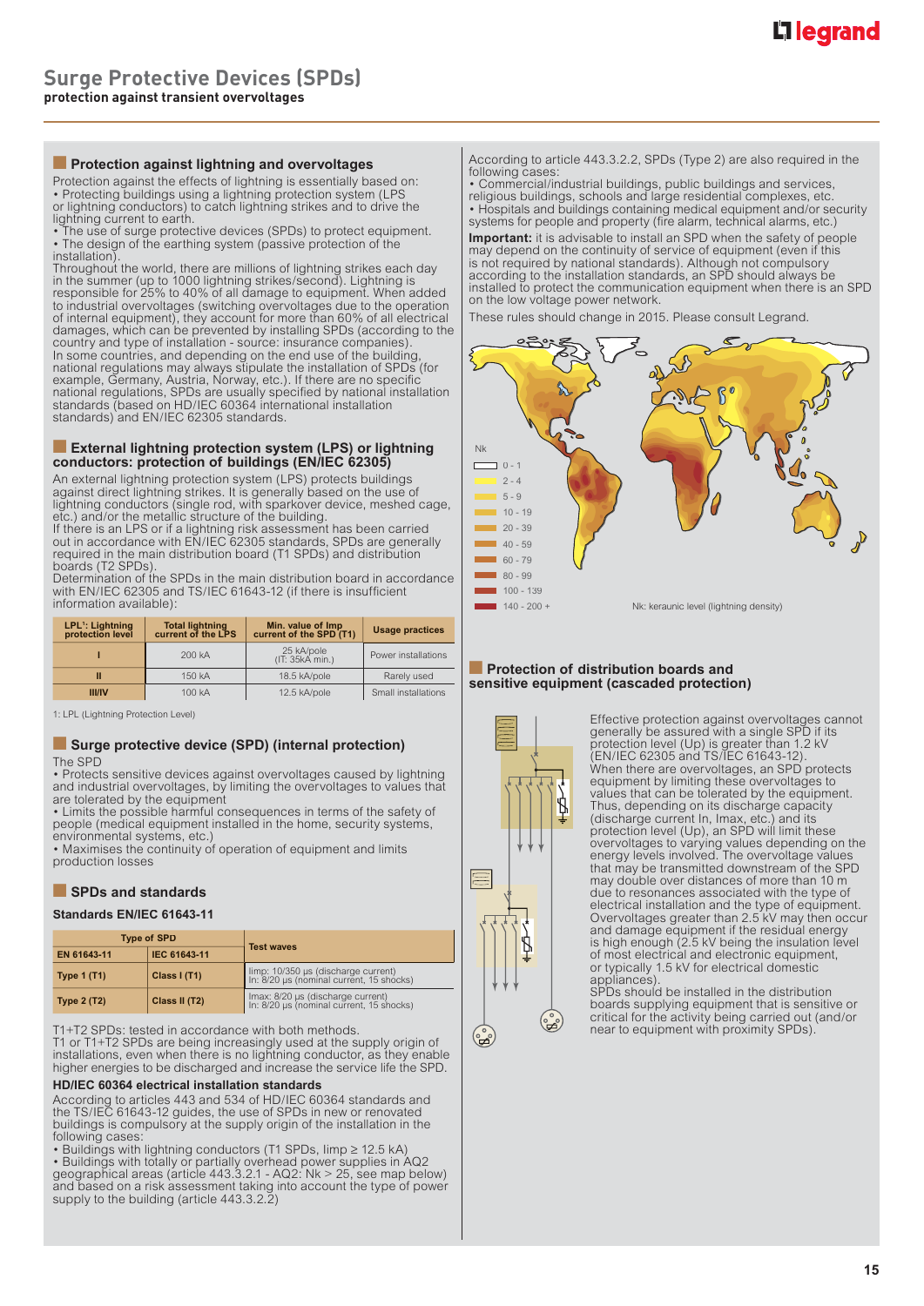# Surge Protective Devices (SPDs)

**protection against transient overvoltages**

## Protection against lightning and overvoltages

Protection against the effects of lightning is essentially based on:

- Protecting buildings using a lightning protection system (LPS or lightning conductors) to catch lightning strikes and to drive the lightning current to earth.
- The use of surge protective devices (SPDs) to protect equipment.
- The design of the earthing system (passive protection of the installation).

Throughout the world, there are millions of lightning strikes each day in the summer (up to 1000 lightning strikes/second). Lightning is responsible for 25% to 40% of all damage to equipment. When added to industrial overvoltages (switching overvoltages due to the operation of internal equipment), they account for more than 60% of all electrical damages, which can be prevented by installing SPDs (according to the country and type of installation - source: insurance companies).

In some countries, and depending on the end use of the building, national regulations may always stipulate the installation of SPDs (for example, Germany, Austria, Norway, etc.). If there are no specific national regulations, SPDs are usually specified by national installation standards (based on HD/IEC 60364 international installation standards) and EN/IEC 62305 standards.

## External lightning protection system (LPS) or lightning conductors: protection of buildings (EN/IEC 62305)

An external lightning protection system (LPS) protects buildings against direct lightning strikes. It is generally based on the use of lightning conductors (single rod, with sparkover device, meshed cage, etc.) and/or the metallic structure of the building.

If there is an LPS or if a lightning risk assessment has been carried out in accordance with EN/IEC 62305 standards, SPDs are generally required in the main distribution board (T1 SPDs) and distribution boards (T2 SPDs).

Determination of the SPDs in the main distribution board in accordance with EN/IEC 62305 and TS/IEC 61643-12 (if there is insufficient information available):

| LPL[1]: Lightning protection level | Total lightning current of the LPS | Min. value of Imp current of the SPD (T1) | Usage practices |
|---|---|---|---|
| I | 200 kA | 25 kA/pole (IT: 35kA min.) | Power installations |
| II | 150 kA | 18.5 kA/pole | Rarely used |
| III/IV | 100 kA | 12.5 kA/pole | Small installations |

1: LPL (Lightning Protection Level)

## Surge protective device (SPD) (internal protection)

The SPD

- Protects sensitive devices against overvoltages caused by lightning and industrial overvoltages, by limiting the overvoltages to values that are tolerated by the equipment
- Limits the possible harmful consequences in terms of the safety of people (medical equipment installed in the home, security systems, environmental systems, etc.)
- Maximises the continuity of operation of equipment and limits production losses

## SPDs and standards

### Standards EN/IEC 61643-11

| Type of SPD | | Test waves |
|---|---|---|
| EN 61643-11 | IEC 61643-11 | |
| Type 1 (T1) | Class I (T1) | Iimp: 10/350 µs (discharge current) In: 8/20 µs (nominal current, 15 shocks) |
| Type 2 (T2) | Class II (T2) | Imax: 8/20 µs (discharge current) In: 8/20 µs (nominal current, 15 shocks) |

T1+T2 SPDs: tested in accordance with both methods.

T1 or T1+T2 SPDs are being increasingly used at the supply origin of installations, even when there is no lightning conductor, as they enable higher energies to be discharged and increase the service life the SPD.

### HD/IEC 60364 electrical installation standards

According to articles 443 and 534 of HD/IEC 60364 standards and the TS/IEC 61643-12 guides, the use of SPDs in new or renovated buildings is compulsory at the supply origin of the installation in the following cases:

- Buildings with lightning conductors (T1 SPDs, Iimp ≥ 12.5 kA)
- Buildings with totally or partially overhead power supplies in AQ2 geographical areas (article 443.3.2.1 - AQ2: Nk > 25, see map below) and based on a risk assessment taking into account the type of power supply to the building (article 443.3.2.2)

According to article 443.3.2.2, SPDs (Type 2) are also required in the following cases:

- Commercial/industrial buildings, public buildings and services, religious buildings, schools and large residential complexes, etc.
- Hospitals and buildings containing medical equipment and/or security systems for people and property (fire alarm, technical alarms, etc.)

**Important:** it is advisable to install an SPD when the safety of people may depend on the continuity of service of equipment (even if this is not required by national standards). Although not compulsory according to the installation standards, an SPD should always be installed to protect the communication equipment when there is an SPD on the low voltage power network.

These rules should change in 2015. Please consult Legrand.

Nk: 0 - 1; 2 - 4; 5 - 9; 10 - 19; 20 - 39; 40 - 59; 60 - 79; 80 - 99; 100 - 139; 140 - 200 +

Nk: keraunic level (lightning density)

## Protection of distribution boards and sensitive equipment (cascaded protection)

Effective protection against overvoltages cannot generally be assured with a single SPD if its protection level (Up) is greater than 1.2 kV (EN/IEC 62305 and TS/IEC 61643-12).

When there are overvoltages, an SPD protects equipment by limiting these overvoltages to values that can be tolerated by the equipment. Thus, depending on its discharge capacity (discharge current In, Imax, etc.) and its protection level (Up), an SPD will limit these overvoltages to varying values depending on the energy levels involved. The overvoltage values that may be transmitted downstream of the SPD may double over distances of more than 10 m due to resonances associated with the type of electrical installation and the type of equipment. Overvoltages greater than 2.5 kV may then occur and damage equipment if the residual energy is high enough (2.5 kV being the insulation level of most electrical and electronic equipment, or typically 1.5 kV for electrical domestic appliances).

SPDs should be installed in the distribution boards supplying equipment that is sensitive or critical for the activity being carried out (and/or near to equipment with proximity SPDs).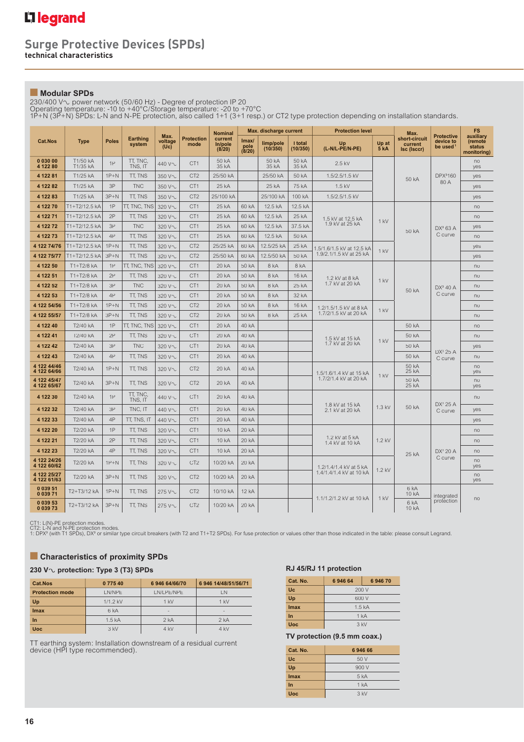# Surge Protective Devices (SPDs)

**technical characteristics**

## Modular SPDs

230/400 V∿ power network (50/60 Hz) - Degree of protection IP 20
Operating temperature: -10 to +40°C/Storage temperature: -20 to +70°C
1P+N (3P+N) SPDs: L-N and N-PE protection, also called 1+1 (3+1 resp.) or CT2 type protection depending on installation standards.

| Cat.Nos | Type | Poles | Earthing system | Max. voltage (Uc) | Protection mode | Nominal current In/pole (8/20) | Max. discharge current | | | Protection level | | Max. short-circuit current Isc (Isccr) | Protective device to be used[1] | FS auxiliary (remote status monitoring) |
|---|---|---|---|---|---|---|---|---|---|---|---|---|---|---|
| | | | | | | | Imax/pole (8/20) | Iimp/pole (10/350) | I total (10/350) | Up (L-N/L-PE/N-PE) | Up at 5 kA | | | |
| 0 030 00<br>4 122 80 | T1/50 kA<br>T1/35 kA | 1P | TT, TNC, TNS, IT | 440 V∿ | CT1 | 50 kA<br>35 kA | | 50 kA<br>35 kA | 50 kA<br>35 kA | 2.5 kV | | 50 kA | DPX³160 80 A | no<br>yes |
| 4 122 81 | T1/25 kA | 1P+N | TT, TNS | 350 V∿ | CT2 | 25/50 kA | | 25/50 kA | 50 kA | 1.5/2.5/1.5 kV | | | | yes |
| 4 122 82 | T1/25 kA | 3P | TNC | 350 V∿ | CT1 | 25 kA | | 25 kA | 75 kA | 1.5 kV | | | | yes |
| 4 122 83 | T1/25 kA | 3P+N | TT, TNS | 350 V∿ | CT2 | 25/100 kA | | 25/100 kA | 100 kA | 1.5/2.5/1.5 kV | | | | yes |
| 4 122 70 | T1+T2/12.5 kA | 1P | TT, TNC, TNS | 320 V∿ | CT1 | 25 kA | 60 kA | 12.5 kA | 12.5 kA | 1.5 kV at 12.5 kA<br>1.9 kV at 25 kA | 1 kV | 50 kA | DX³ 63 A C curve | no |
| 4 122 71 | T1+T2/12.5 kA | 2P | TT, TNS | 320 V∿ | CT1 | 25 kA | 60 kA | 12.5 kA | 25 kA | | | | | no |
| 4 122 72 | T1+T2/12.5 kA | 3P | TNC | 320 V∿ | CT1 | 25 kA | 60 kA | 12.5 kA | 37.5 kA | | | | | yes |
| 4 122 73 | T1+T2/12.5 kA | 4P | TT, TNS | 320 V∿ | CT1 | 25 kA | 60 kA | 12.5 kA | 50 kA | | | | | no |
| 4 122 74/76 | T1+T2/12.5 kA | 1P+N | TT, TNS | 320 V∿ | CT2 | 25/25 kA | 60 kA | 12.5/25 kA | 25 kA | 1.5/1.6/1.5 kV at 12.5 kA<br>1.9/2.1/1.5 kV at 25 kA | 1 kV | | | yes |
| 4 122 75/77 | T1+T2/12.5 kA | 3P+N | TT, TNS | 320 V∿ | CT2 | 25/50 kA | 60 kA | 12.5/50 kA | 50 kA | | | | | yes |
| 4 122 50 | T1+T2/8 kA | 1P | TT, TNC, TNS | 320 V∿ | CT1 | 20 kA | 50 kA | 8 kA | 8 kA | 1.2 kV at 8 kA<br>1.7 kV at 20 kA | 1 kV | 50 kA | DX³ 40 A C curve | no |
| 4 122 51 | T1+T2/8 kA | 2P | TT, TNS | 320 V∿ | CT1 | 20 kA | 50 kA | 8 kA | 16 kA | | | | | no |
| 4 122 52 | T1+T2/8 kA | 3P | TNC | 320 V∿ | CT1 | 20 kA | 50 kA | 8 kA | 25 kA | | | | | no |
| 4 122 53 | T1+T2/8 kA | 4P | TT, TNS | 320 V∿ | CT1 | 20 kA | 50 kA | 8 kA | 32 kA | | | | | no |
| 4 122 54/56 | T1+T2/8 kA | 1P+N | TT, TNS | 320 V∿ | CT2 | 20 kA | 50 kA | 8 kA | 16 kA | 1.2/1.5/1.5 kV at 8 kA<br>1.7/2/1.5 kV at 20 kA | 1 kV | | | no |
| 4 122 55/57 | T1+T2/8 kA | 3P+N | TT, TNS | 320 V∿ | CT2 | 20 kA | 50 kA | 8 kA | 25 kA | | | | | no |
| 4 122 40 | T2/40 kA | 1P | TT, TNC, TNS | 320 V∿ | CT1 | 20 kA | 40 kA | | | 1.5 kV at 15 kA<br>1.7 kV at 20 kA | 1 kV | 50 kA | DX³ 25 A C curve | no |
| 4 122 41 | T2/40 kA | 2P | TT, TNS | 320 V∿ | CT1 | 20 kA | 40 kA | | | | | 50 kA | | no |
| 4 122 42 | T2/40 kA | 3P | TNC | 320 V∿ | CT1 | 20 kA | 40 kA | | | | | 50 kA | | yes |
| 4 122 43 | T2/40 kA | 4P | TT, TNS | 320 V∿ | CT1 | 20 kA | 40 kA | | | | | 50 kA | | no |
| 4 122 44/46<br>4 122 64/66 | T2/40 kA | 1P+N | TT, TNS | 320 V∿ | CT2 | 20 kA | 40 kA | | | 1.5/1.6/1.4 kV at 15 kA<br>1.7/2/1.4 kV at 20 kA | 1 kV | 50 kA<br>25 kA | | no<br>yes |
| 4 122 45/47<br>4 122 65/67 | T2/40 kA | 3P+N | TT, TNS | 320 V∿ | CT2 | 20 kA | 40 kA | | | | | 50 kA<br>25 kA | | no<br>yes |
| 4 122 30 | T2/40 kA | 1P | TT, TNC, TNS, IT | 440 V∿ | CT1 | 20 kA | 40 kA | | | 1.8 kV at 15 kA<br>2.1 kV at 20 kA | 1.3 kV | 50 kA | DX³ 25 A C curve | no |
| 4 122 32 | T2/40 kA | 3P | TNC, IT | 440 V∿ | CT1 | 20 kA | 40 kA | | | | | | | yes |
| 4 122 33 | T2/40 kA | 4P | TT, TNS, IT | 440 V∿ | CT1 | 20 kA | 40 kA | | | | | | | yes |
| 4 122 20 | T2/20 kA | 1P | TT, TNS | 320 V∿ | CT1 | 10 kA | 20 kA | | | 1.2 kV at 5 kA<br>1.4 kV at 10 kA | 1.2 kV | 25 kA | DX³ 20 A C curve | no |
| 4 122 21 | T2/20 kA | 2P | TT, TNS | 320 V∿ | CT1 | 10 kA | 20 kA | | | | | | | no |
| 4 122 23 | T2/20 kA | 4P | TT, TNS | 320 V∿ | CT1 | 10 kA | 20 kA | | | | | | | no |
| 4 122 24/26<br>4 122 60/62 | T2/20 kA | 1P+N | TT, TNS | 320 V∿ | CT2 | 10/20 kA | 20 kA | | | 1.2/1.4/1.4 kV at 5 kA<br>1.4/1.4/1.4 kV at 10 kA | 1.2 kV | | | no<br>yes |
| 4 122 25/27<br>4 122 61/63 | T2/20 kA | 3P+N | TT, TNS | 320 V∿ | CT2 | 10/20 kA | 20 kA | | | | | | | no<br>yes |
| 0 039 51<br>0 039 71 | T2+T3/12 kA | 1P+N | TT, TNS | 275 V∿ | CT2 | 10/10 kA | 12 kA | | | 1.1/1.2/1.2 kV at 10 kA | 1 kV | 6 kA<br>10 kA | integrated protection | no |
| 0 039 53<br>0 039 73 | T2+T3/12 kA | 3P+N | TT, TNS | 275 V∿ | CT2 | 10/20 kA | 20 kA | | | | | 6 kA<br>10 kA | | no |

CT1: L(N)-PE protection modes.
CT2: L-N and N-PE protection modes.
1: DPX³ (with T1 SPDs), DX³ or similar type circuit breakers (with T2 and T1+T2 SPDs). For fuse protection or values other than those indicated in the table: please consult Legrand.

## Characteristics of proximity SPDs

### 230 V∿ protection: Type 3 (T3) SPDs

| Cat.Nos | 0 775 40 | 6 946 64/66/70 | 6 946 14/48/51/56/71 |
|---|---|---|---|
| Protection mode | LN/NPE | LN/LPE/NPE | LN |
| Up | 1/1.2 kV | 1 kV | 1 kV |
| Imax | 6 kA | - | - |
| In | 1.5 kA | 2 kA | 2 kA |
| Uoc | 3 kV | 4 kV | 4 kV |

TT earthing system: Installation downstream of a residual current device (HPI type recommended).

### RJ 45/RJ 11 protection

| Cat. No. | 6 946 64 | 6 946 70 |
|---|---|---|
| Uc | 200 V | |
| Up | 600 V | |
| Imax | 1.5 kA | |
| In | 1 kA | |
| Uoc | 3 kV | |

### TV protection (9.5 mm coax.)

| Cat. No. | 6 946 66 |
|---|---|
| Uc | 50 V |
| Up | 900 V |
| Imax | 5 kA |
| In | 1 kA |
| Uoc | 3 kV |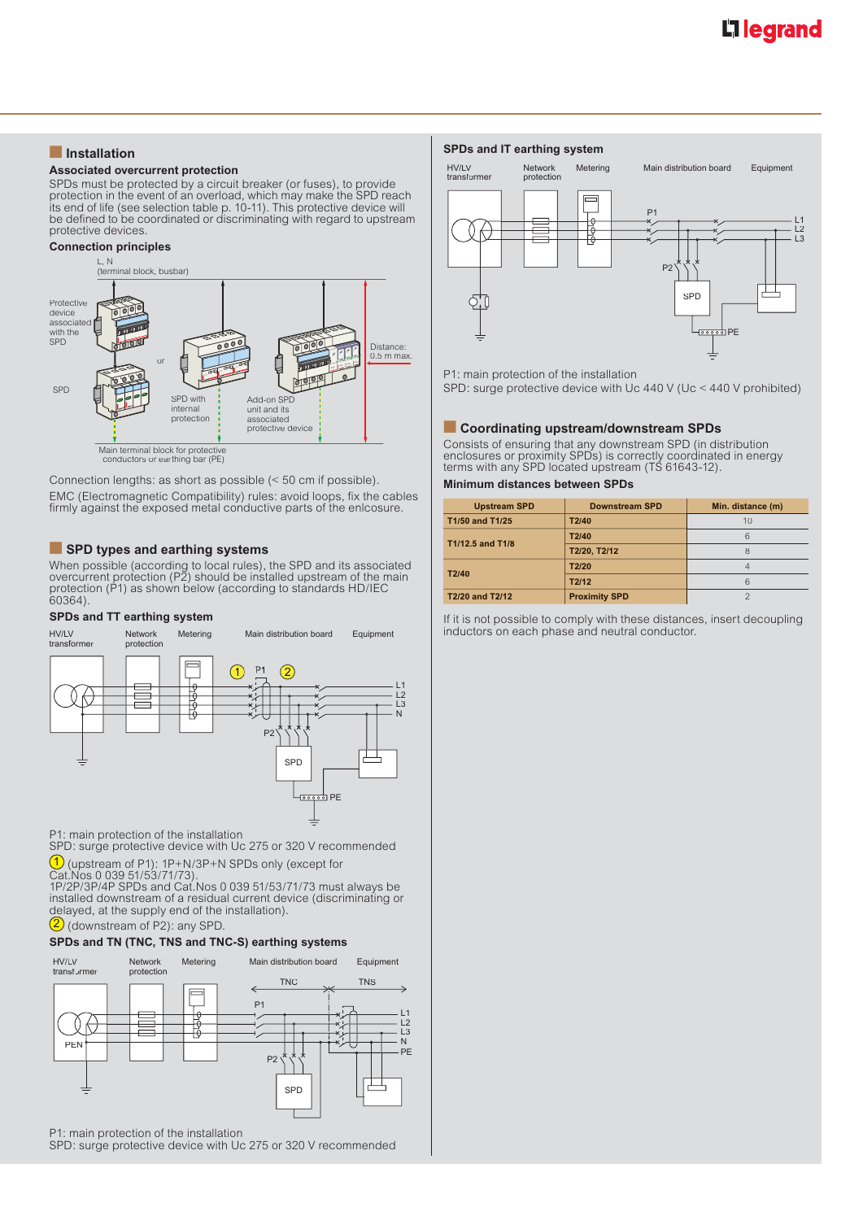## Installation

### Associated overcurrent protection

SPDs must be protected by a circuit breaker (or fuses), to provide protection in the event of an overload, which may make the SPD reach its end of life (see selection table p. 10-11). This protective device will be defined to be coordinated or discriminating with regard to upstream protective devices.

### Connection principles

L, N
(terminal block, busbar)

Protective device associated with the SPD

or

SPD

SPD with internal protection

Add-on SPD unit and its associated protective device

Distance: 0.5 m max.

Main terminal block for protective conductors or earthing bar (PE)

Connection lengths: as short as possible (< 50 cm if possible).

EMC (Electromagnetic Compatibility) rules: avoid loops, fix the cables firmly against the exposed metal conductive parts of the enlcosure.

## SPD types and earthing systems

When possible (according to local rules), the SPD and its associated overcurrent protection (P2) should be installed upstream of the main protection (P1) as shown below (according to standards HD/IEC 60364).

### SPDs and TT earthing system

HV/LV transformer

Network protection

Metering

Main distribution board

Equipment

1 P1 2

L1
L2
L3
N

P2

SPD

PE

P1: main protection of the installation
SPD: surge protective device with Uc 275 or 320 V recommended

1 (upstream of P1): 1P+N/3P+N SPDs only (except for Cat.Nos 0 039 51/53/71/73).
1P/2P/3P/4P SPDs and Cat.Nos 0 039 51/53/71/73 must always be installed downstream of a residual current device (discriminating or delayed, at the supply end of the installation).

2 (downstream of P2): any SPD.

### SPDs and TN (TNC, TNS and TNC-S) earthing systems

HV/LV transformer

Network protection

Metering

Main distribution board

Equipment

TNC

TNS

PEN

P1

P2

SPD

L1
L2
L3
N
PE

P1: main protection of the installation
SPD: surge protective device with Uc 275 or 320 V recommended

### SPDs and IT earthing system

HV/LV transformer

Network protection

Metering

Main distribution board

Equipment

P1

L1
L2
L3

P2

SPD

PE

P1: main protection of the installation
SPD: surge protective device with Uc 440 V (Uc < 440 V prohibited)

## Coordinating upstream/downstream SPDs

Consists of ensuring that any downstream SPD (in distribution enclosures or proximity SPDs) is correctly coordinated in energy terms with any SPD located upstream (TS 61643-12).

### Minimum distances between SPDs

| Upstream SPD | Downstream SPD | Min. distance (m) |
|---|---|---|
| T1/50 and T1/25 | T2/40 | 10 |
| T1/12.5 and T1/8 | T2/40 | 6 |
| | T2/20, T2/12 | 8 |
| T2/40 | T2/20 | 4 |
| | T2/12 | 6 |
| T2/20 and T2/12 | Proximity SPD | 2 |

If it is not possible to comply with these distances, insert decoupling inductors on each phase and neutral conductor.